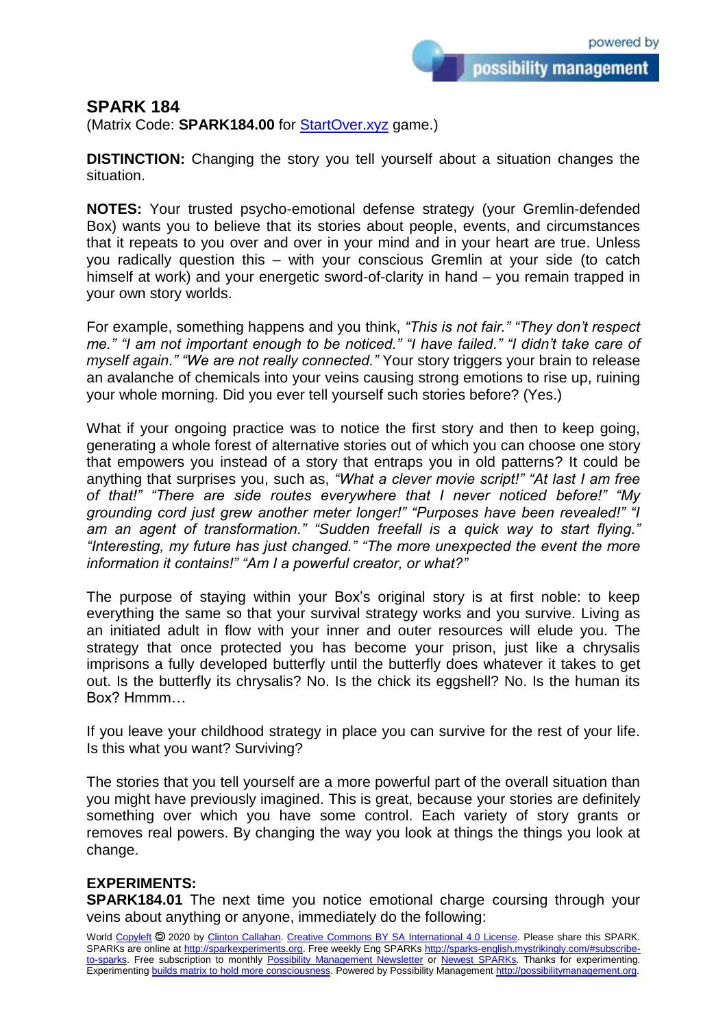## SPARK 184

(Matrix Code: **SPARK184.00** for StartOver.xyz game.)

**DISTINCTION:** Changing the story you tell yourself about a situation changes the situation.

**NOTES:** Your trusted psycho-emotional defense strategy (your Gremlin-defended Box) wants you to believe that its stories about people, events, and circumstances that it repeats to you over and over in your mind and in your heart are true. Unless you radically question this – with your conscious Gremlin at your side (to catch himself at work) and your energetic sword-of-clarity in hand – you remain trapped in your own story worlds.

For example, something happens and you think, *"This is not fair." "They don't respect me." "I am not important enough to be noticed." "I have failed." "I didn't take care of myself again." "We are not really connected."* Your story triggers your brain to release an avalanche of chemicals into your veins causing strong emotions to rise up, ruining your whole morning. Did you ever tell yourself such stories before? (Yes.)

What if your ongoing practice was to notice the first story and then to keep going, generating a whole forest of alternative stories out of which you can choose one story that empowers you instead of a story that entraps you in old patterns? It could be anything that surprises you, such as, *"What a clever movie script!" "At last I am free of that!" "There are side routes everywhere that I never noticed before!" "My grounding cord just grew another meter longer!" "Purposes have been revealed!" "I am an agent of transformation." "Sudden freefall is a quick way to start flying." "Interesting, my future has just changed." "The more unexpected the event the more information it contains!" "Am I a powerful creator, or what?"*

The purpose of staying within your Box's original story is at first noble: to keep everything the same so that your survival strategy works and you survive. Living as an initiated adult in flow with your inner and outer resources will elude you. The strategy that once protected you has become your prison, just like a chrysalis imprisons a fully developed butterfly until the butterfly does whatever it takes to get out. Is the butterfly its chrysalis? No. Is the chick its eggshell? No. Is the human its Box? Hmmm…

If you leave your childhood strategy in place you can survive for the rest of your life. Is this what you want? Surviving?

The stories that you tell yourself are a more powerful part of the overall situation than you might have previously imagined. This is great, because your stories are definitely something over which you have some control. Each variety of story grants or removes real powers. By changing the way you look at things the things you look at change.

**EXPERIMENTS:**

**SPARK184.01** The next time you notice emotional charge coursing through your veins about anything or anyone, immediately do the following:

World Copyleft 🄯 2020 by Clinton Callahan. Creative Commons BY SA International 4.0 License. Please share this SPARK. SPARKs are online at http://sparkexperiments.org. Free weekly Eng SPARKs http://sparks-english.mystrikingly.com/#subscribe-to-sparks. Free subscription to monthly Possibility Management Newsletter or Newest SPARKs. Thanks for experimenting. Experimenting builds matrix to hold more consciousness. Powered by Possibility Management http://possibilitymanagement.org.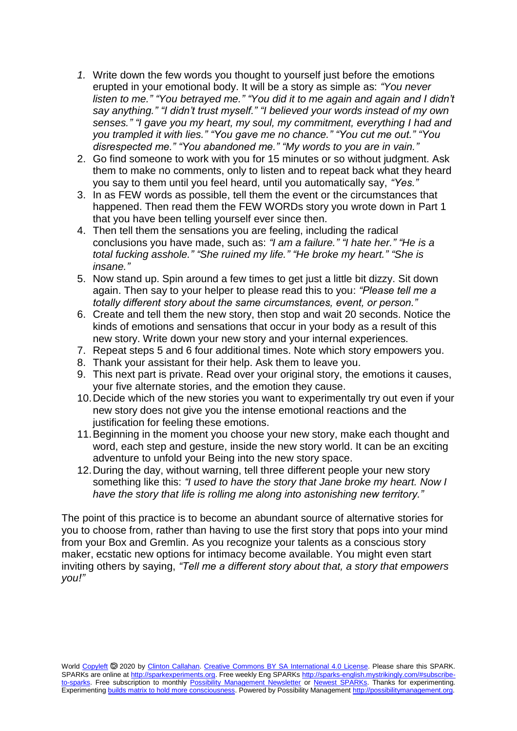1. Write down the few words you thought to yourself just before the emotions erupted in your emotional body. It will be a story as simple as: *"You never listen to me." "You betrayed me." "You did it to me again and again and I didn't say anything." "I didn't trust myself." "I believed your words instead of my own senses." "I gave you my heart, my soul, my commitment, everything I had and you trampled it with lies." "You gave me no chance." "You cut me out." "You disrespected me." "You abandoned me." "My words to you are in vain."*
2. Go find someone to work with you for 15 minutes or so without judgment. Ask them to make no comments, only to listen and to repeat back what they heard you say to them until you feel heard, until you automatically say, *"Yes."*
3. In as FEW words as possible, tell them the event or the circumstances that happened. Then read them the FEW WORDs story you wrote down in Part 1 that you have been telling yourself ever since then.
4. Then tell them the sensations you are feeling, including the radical conclusions you have made, such as: *"I am a failure." "I hate her." "He is a total fucking asshole." "She ruined my life." "He broke my heart." "She is insane."*
5. Now stand up. Spin around a few times to get just a little bit dizzy. Sit down again. Then say to your helper to please read this to you: *"Please tell me a totally different story about the same circumstances, event, or person."*
6. Create and tell them the new story, then stop and wait 20 seconds. Notice the kinds of emotions and sensations that occur in your body as a result of this new story. Write down your new story and your internal experiences.
7. Repeat steps 5 and 6 four additional times. Note which story empowers you.
8. Thank your assistant for their help. Ask them to leave you.
9. This next part is private. Read over your original story, the emotions it causes, your five alternate stories, and the emotion they cause.
10. Decide which of the new stories you want to experimentally try out even if your new story does not give you the intense emotional reactions and the justification for feeling these emotions.
11. Beginning in the moment you choose your new story, make each thought and word, each step and gesture, inside the new story world. It can be an exciting adventure to unfold your Being into the new story space.
12. During the day, without warning, tell three different people your new story something like this: *"I used to have the story that Jane broke my heart. Now I have the story that life is rolling me along into astonishing new territory."*

The point of this practice is to become an abundant source of alternative stories for you to choose from, rather than having to use the first story that pops into your mind from your Box and Gremlin. As you recognize your talents as a conscious story maker, ecstatic new options for intimacy become available. You might even start inviting others by saying, *"Tell me a different story about that, a story that empowers you!"*